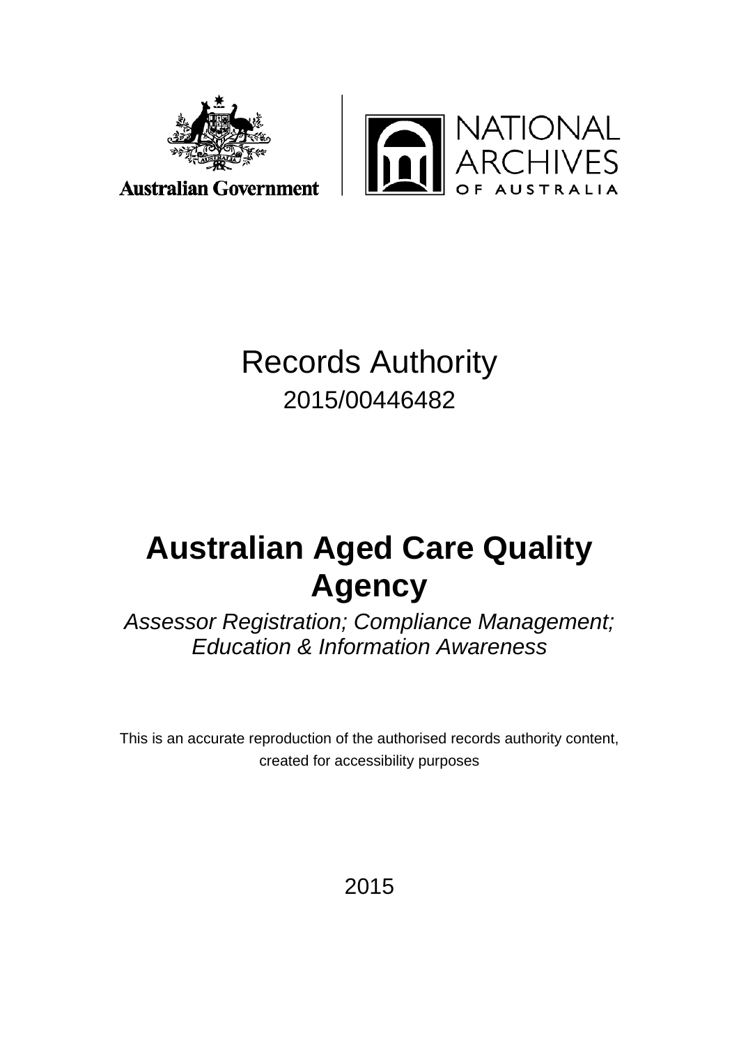Australian Government

NATIONAL ARCHIVES OF AUSTRALIA

# Records Authority

2015/00446482

# Australian Aged Care Quality Agency

*Assessor Registration; Compliance Management; Education & Information Awareness*

This is an accurate reproduction of the authorised records authority content, created for accessibility purposes

2015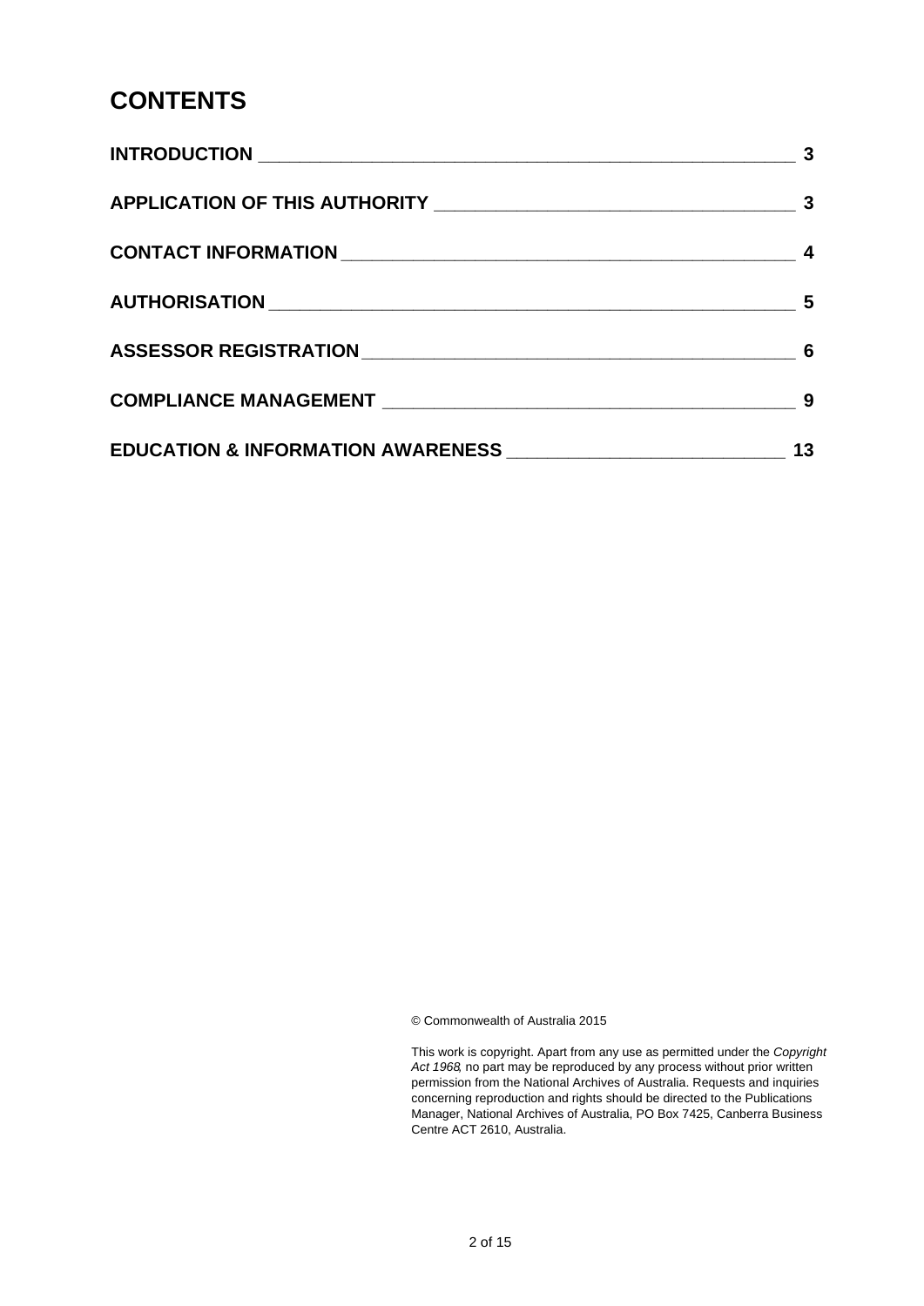# CONTENTS

| | |
|---|---|
| **INTRODUCTION** | **3** |
| **APPLICATION OF THIS AUTHORITY** | **3** |
| **CONTACT INFORMATION** | **4** |
| **AUTHORISATION** | **5** |
| **ASSESSOR REGISTRATION** | **6** |
| **COMPLIANCE MANAGEMENT** | **9** |
| **EDUCATION & INFORMATION AWARENESS** | **13** |

© Commonwealth of Australia 2015

This work is copyright. Apart from any use as permitted under the *Copyright Act 1968*, no part may be reproduced by any process without prior written permission from the National Archives of Australia. Requests and inquiries concerning reproduction and rights should be directed to the Publications Manager, National Archives of Australia, PO Box 7425, Canberra Business Centre ACT 2610, Australia.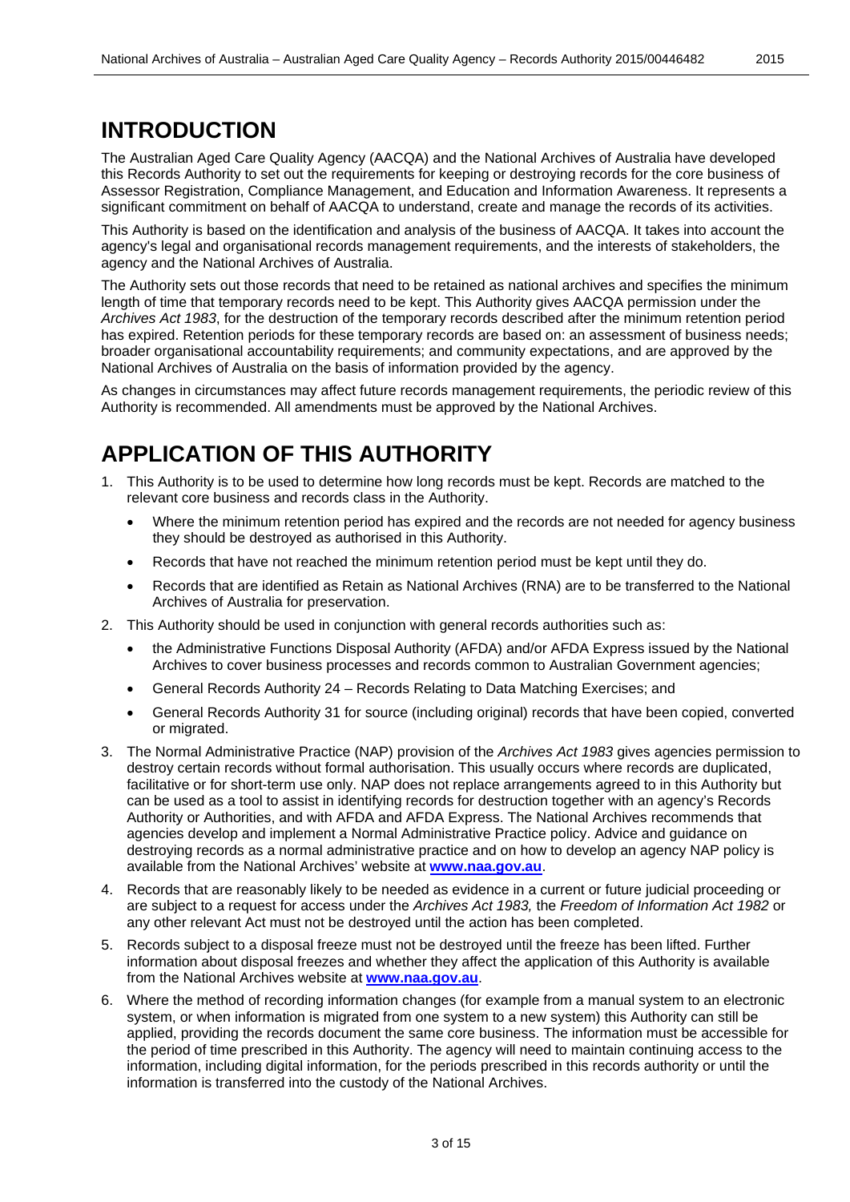# INTRODUCTION

The Australian Aged Care Quality Agency (AACQA) and the National Archives of Australia have developed this Records Authority to set out the requirements for keeping or destroying records for the core business of Assessor Registration, Compliance Management, and Education and Information Awareness. It represents a significant commitment on behalf of AACQA to understand, create and manage the records of its activities.

This Authority is based on the identification and analysis of the business of AACQA. It takes into account the agency's legal and organisational records management requirements, and the interests of stakeholders, the agency and the National Archives of Australia.

The Authority sets out those records that need to be retained as national archives and specifies the minimum length of time that temporary records need to be kept. This Authority gives AACQA permission under the *Archives Act 1983*, for the destruction of the temporary records described after the minimum retention period has expired. Retention periods for these temporary records are based on: an assessment of business needs; broader organisational accountability requirements; and community expectations, and are approved by the National Archives of Australia on the basis of information provided by the agency.

As changes in circumstances may affect future records management requirements, the periodic review of this Authority is recommended. All amendments must be approved by the National Archives.

# APPLICATION OF THIS AUTHORITY

1. This Authority is to be used to determine how long records must be kept. Records are matched to the relevant core business and records class in the Authority.
   - Where the minimum retention period has expired and the records are not needed for agency business they should be destroyed as authorised in this Authority.
   - Records that have not reached the minimum retention period must be kept until they do.
   - Records that are identified as Retain as National Archives (RNA) are to be transferred to the National Archives of Australia for preservation.
2. This Authority should be used in conjunction with general records authorities such as:
   - the Administrative Functions Disposal Authority (AFDA) and/or AFDA Express issued by the National Archives to cover business processes and records common to Australian Government agencies;
   - General Records Authority 24 – Records Relating to Data Matching Exercises; and
   - General Records Authority 31 for source (including original) records that have been copied, converted or migrated.
3. The Normal Administrative Practice (NAP) provision of the *Archives Act 1983* gives agencies permission to destroy certain records without formal authorisation. This usually occurs where records are duplicated, facilitative or for short-term use only. NAP does not replace arrangements agreed to in this Authority but can be used as a tool to assist in identifying records for destruction together with an agency's Records Authority or Authorities, and with AFDA and AFDA Express. The National Archives recommends that agencies develop and implement a Normal Administrative Practice policy. Advice and guidance on destroying records as a normal administrative practice and on how to develop an agency NAP policy is available from the National Archives' website at **www.naa.gov.au**.
4. Records that are reasonably likely to be needed as evidence in a current or future judicial proceeding or are subject to a request for access under the *Archives Act 1983,* the *Freedom of Information Act 1982* or any other relevant Act must not be destroyed until the action has been completed.
5. Records subject to a disposal freeze must not be destroyed until the freeze has been lifted. Further information about disposal freezes and whether they affect the application of this Authority is available from the National Archives website at **www.naa.gov.au**.
6. Where the method of recording information changes (for example from a manual system to an electronic system, or when information is migrated from one system to a new system) this Authority can still be applied, providing the records document the same core business. The information must be accessible for the period of time prescribed in this Authority. The agency will need to maintain continuing access to the information, including digital information, for the periods prescribed in this records authority or until the information is transferred into the custody of the National Archives.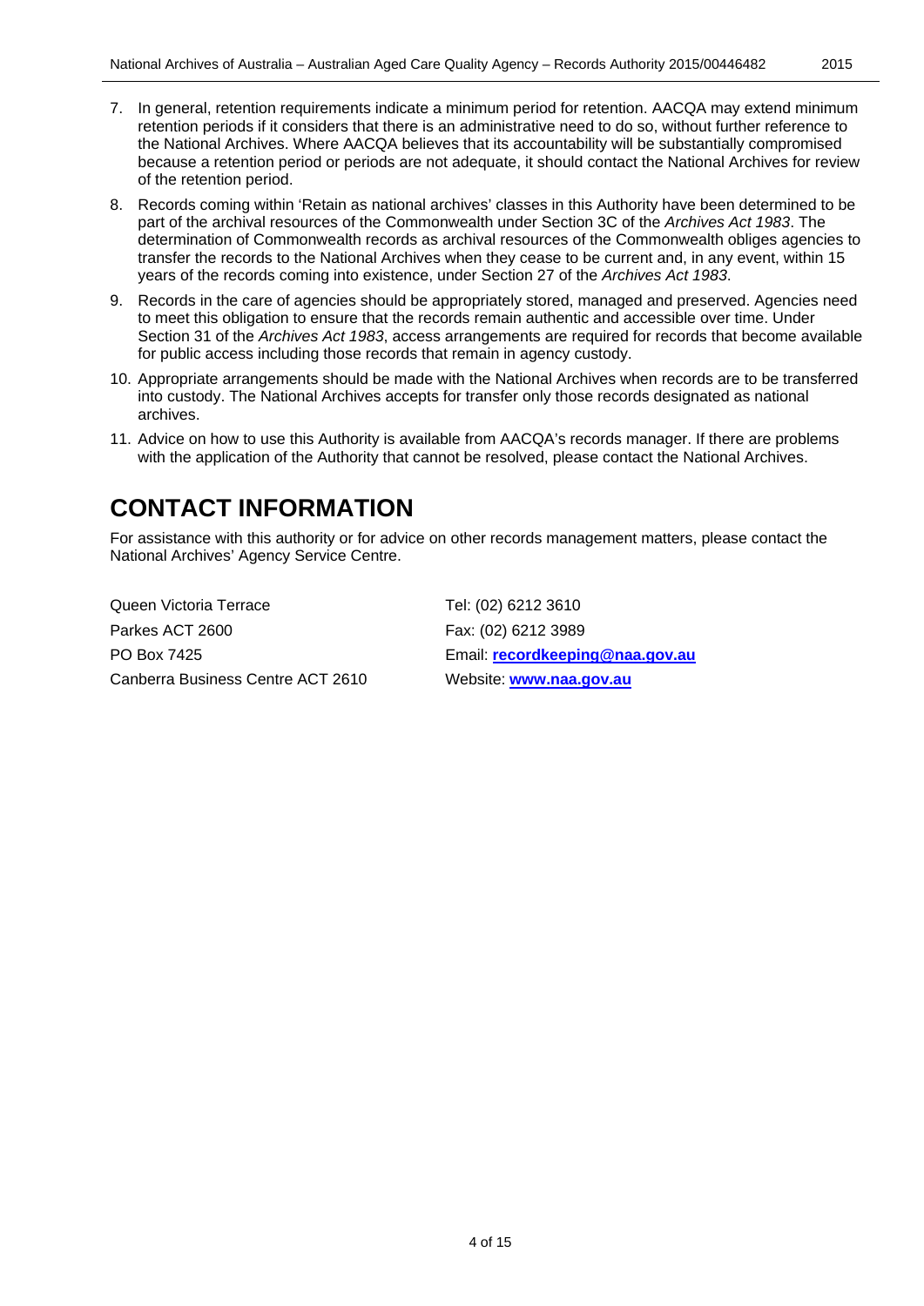7. In general, retention requirements indicate a minimum period for retention. AACQA may extend minimum retention periods if it considers that there is an administrative need to do so, without further reference to the National Archives. Where AACQA believes that its accountability will be substantially compromised because a retention period or periods are not adequate, it should contact the National Archives for review of the retention period.
8. Records coming within 'Retain as national archives' classes in this Authority have been determined to be part of the archival resources of the Commonwealth under Section 3C of the *Archives Act 1983*. The determination of Commonwealth records as archival resources of the Commonwealth obliges agencies to transfer the records to the National Archives when they cease to be current and, in any event, within 15 years of the records coming into existence, under Section 27 of the *Archives Act 1983*.
9. Records in the care of agencies should be appropriately stored, managed and preserved. Agencies need to meet this obligation to ensure that the records remain authentic and accessible over time. Under Section 31 of the *Archives Act 1983*, access arrangements are required for records that become available for public access including those records that remain in agency custody.
10. Appropriate arrangements should be made with the National Archives when records are to be transferred into custody. The National Archives accepts for transfer only those records designated as national archives.
11. Advice on how to use this Authority is available from AACQA's records manager. If there are problems with the application of the Authority that cannot be resolved, please contact the National Archives.

# CONTACT INFORMATION

For assistance with this authority or for advice on other records management matters, please contact the National Archives' Agency Service Centre.

Queen Victoria Terrace
Parkes ACT 2600
PO Box 7425
Canberra Business Centre ACT 2610

Tel: (02) 6212 3610
Fax: (02) 6212 3989
Email: **recordkeeping@naa.gov.au**
Website: **www.naa.gov.au**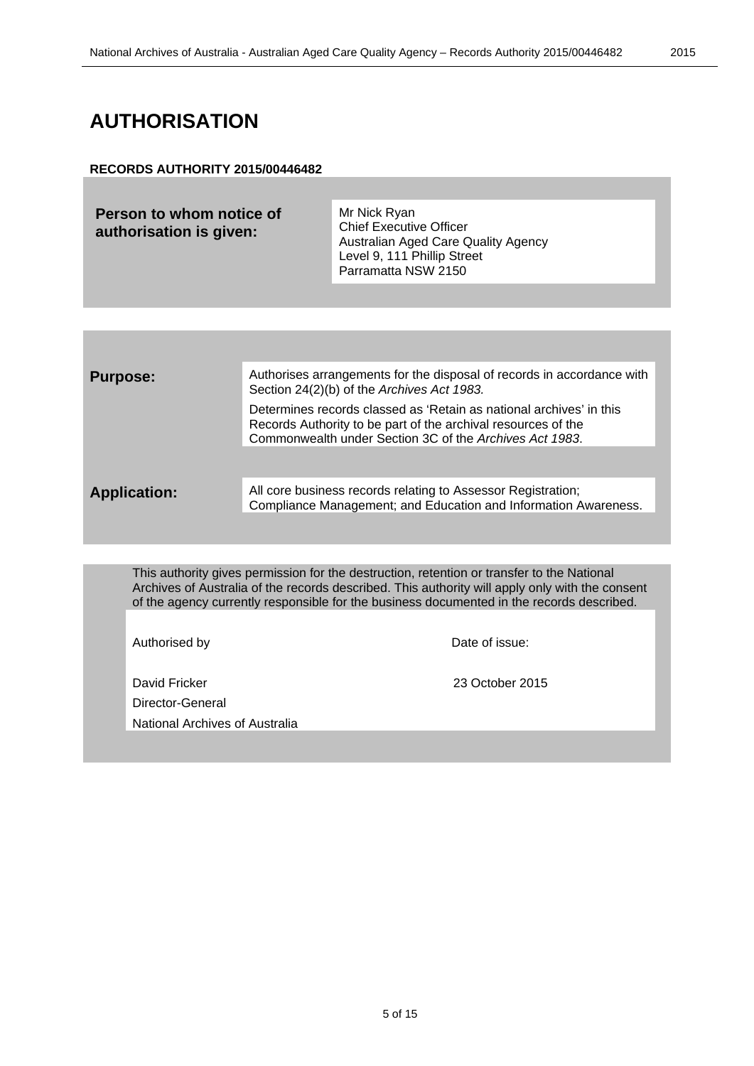# AUTHORISATION

**RECORDS AUTHORITY 2015/00446482**

| **Person to whom notice of authorisation is given:** | Mr Nick Ryan<br>Chief Executive Officer<br>Australian Aged Care Quality Agency<br>Level 9, 111 Phillip Street<br>Parramatta NSW 2150 |
|---|---|

| | |
|---|---|
| **Purpose:** | Authorises arrangements for the disposal of records in accordance with Section 24(2)(b) of the *Archives Act 1983.*<br><br>Determines records classed as 'Retain as national archives' in this Records Authority to be part of the archival resources of the Commonwealth under Section 3C of the *Archives Act 1983*. |
| **Application:** | All core business records relating to Assessor Registration; Compliance Management; and Education and Information Awareness. |

This authority gives permission for the destruction, retention or transfer to the National Archives of Australia of the records described. This authority will apply only with the consent of the agency currently responsible for the business documented in the records described.

| Authorised by | Date of issue: |
|---|---|
| David Fricker<br>Director-General<br>National Archives of Australia | 23 October 2015 |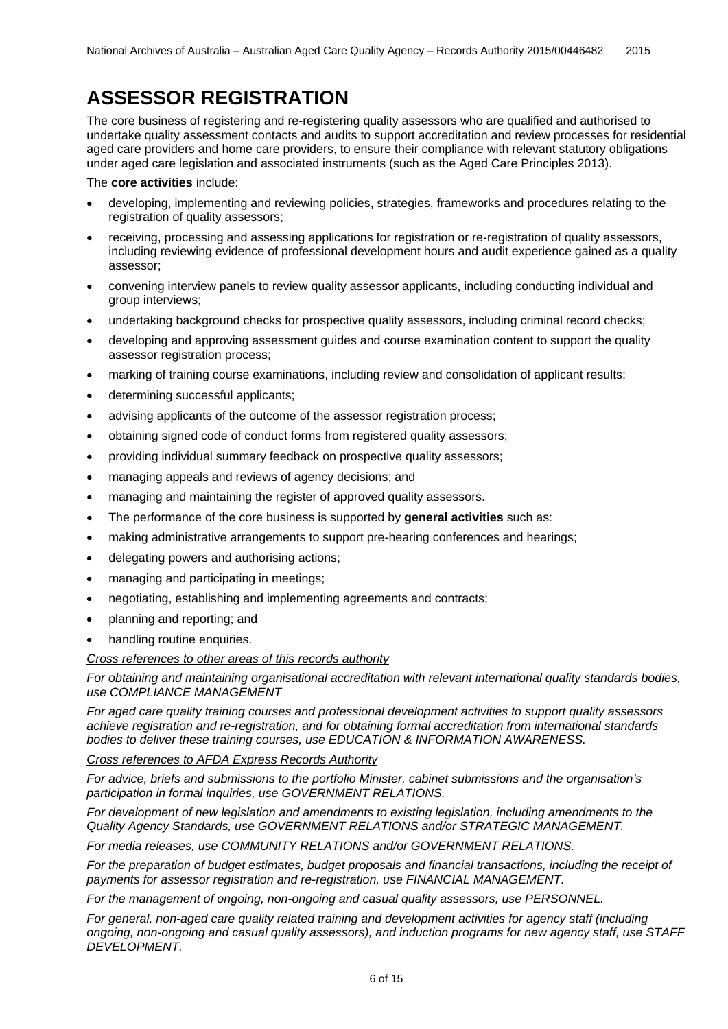# ASSESSOR REGISTRATION

The core business of registering and re-registering quality assessors who are qualified and authorised to undertake quality assessment contacts and audits to support accreditation and review processes for residential aged care providers and home care providers, to ensure their compliance with relevant statutory obligations under aged care legislation and associated instruments (such as the Aged Care Principles 2013).

The **core activities** include:

- developing, implementing and reviewing policies, strategies, frameworks and procedures relating to the registration of quality assessors;
- receiving, processing and assessing applications for registration or re-registration of quality assessors, including reviewing evidence of professional development hours and audit experience gained as a quality assessor;
- convening interview panels to review quality assessor applicants, including conducting individual and group interviews;
- undertaking background checks for prospective quality assessors, including criminal record checks;
- developing and approving assessment guides and course examination content to support the quality assessor registration process;
- marking of training course examinations, including review and consolidation of applicant results;
- determining successful applicants;
- advising applicants of the outcome of the assessor registration process;
- obtaining signed code of conduct forms from registered quality assessors;
- providing individual summary feedback on prospective quality assessors;
- managing appeals and reviews of agency decisions; and
- managing and maintaining the register of approved quality assessors.
- The performance of the core business is supported by **general activities** such as:
- making administrative arrangements to support pre-hearing conferences and hearings;
- delegating powers and authorising actions;
- managing and participating in meetings;
- negotiating, establishing and implementing agreements and contracts;
- planning and reporting; and
- handling routine enquiries.

*Cross references to other areas of this records authority*

*For obtaining and maintaining organisational accreditation with relevant international quality standards bodies, use COMPLIANCE MANAGEMENT*

*For aged care quality training courses and professional development activities to support quality assessors achieve registration and re-registration, and for obtaining formal accreditation from international standards bodies to deliver these training courses, use EDUCATION & INFORMATION AWARENESS.*

*Cross references to AFDA Express Records Authority*

*For advice, briefs and submissions to the portfolio Minister, cabinet submissions and the organisation's participation in formal inquiries, use GOVERNMENT RELATIONS.*

*For development of new legislation and amendments to existing legislation, including amendments to the Quality Agency Standards, use GOVERNMENT RELATIONS and/or STRATEGIC MANAGEMENT.*

*For media releases, use COMMUNITY RELATIONS and/or GOVERNMENT RELATIONS.*

*For the preparation of budget estimates, budget proposals and financial transactions, including the receipt of payments for assessor registration and re-registration, use FINANCIAL MANAGEMENT.*

*For the management of ongoing, non-ongoing and casual quality assessors, use PERSONNEL.*

*For general, non-aged care quality related training and development activities for agency staff (including ongoing, non-ongoing and casual quality assessors), and induction programs for new agency staff, use STAFF DEVELOPMENT.*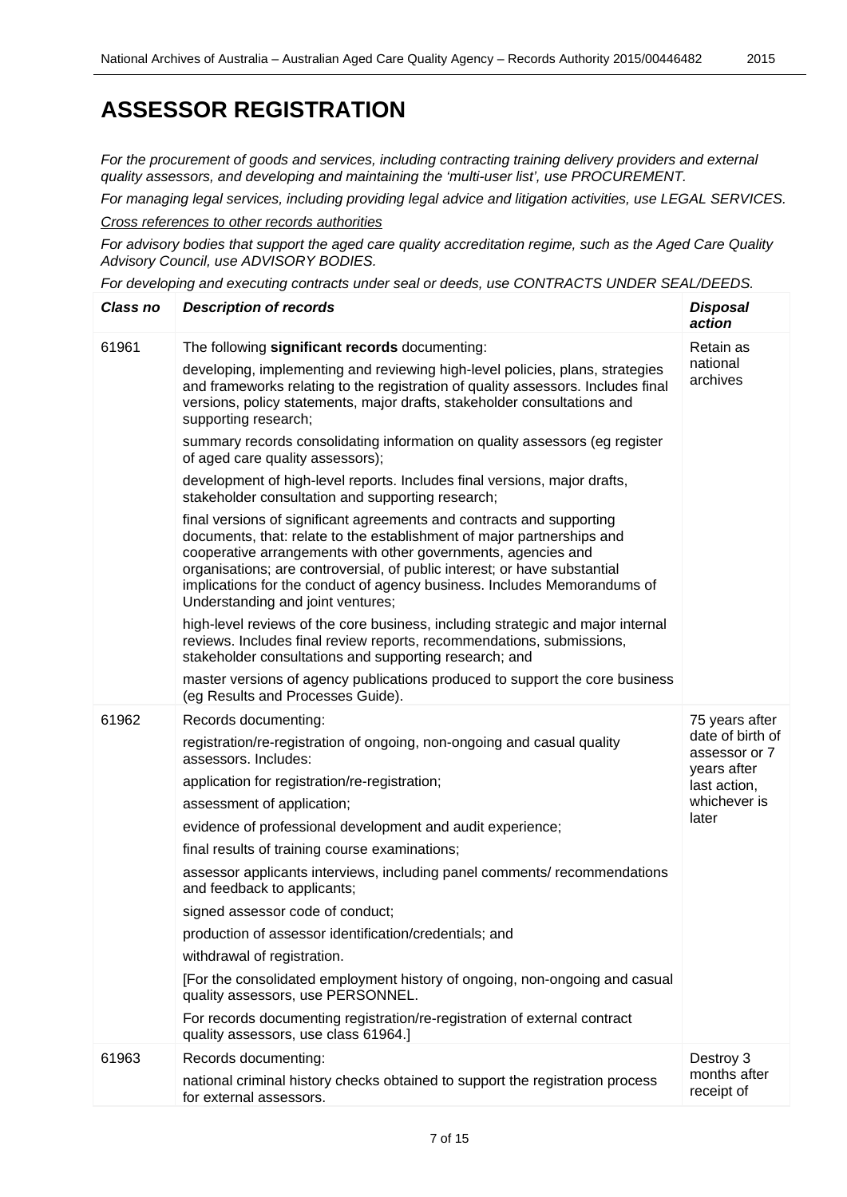# ASSESSOR REGISTRATION

*For the procurement of goods and services, including contracting training delivery providers and external quality assessors, and developing and maintaining the 'multi-user list', use PROCUREMENT.*

*For managing legal services, including providing legal advice and litigation activities, use LEGAL SERVICES.*

*Cross references to other records authorities*

*For advisory bodies that support the aged care quality accreditation regime, such as the Aged Care Quality Advisory Council, use ADVISORY BODIES.*

*For developing and executing contracts under seal or deeds, use CONTRACTS UNDER SEAL/DEEDS.*

| *Class no* | *Description of records* | *Disposal action* |
|---|---|---|
| 61961 | The following **significant records** documenting:<br><br>developing, implementing and reviewing high-level policies, plans, strategies and frameworks relating to the registration of quality assessors. Includes final versions, policy statements, major drafts, stakeholder consultations and supporting research;<br><br>summary records consolidating information on quality assessors (eg register of aged care quality assessors);<br><br>development of high-level reports. Includes final versions, major drafts, stakeholder consultation and supporting research;<br><br>final versions of significant agreements and contracts and supporting documents, that: relate to the establishment of major partnerships and cooperative arrangements with other governments, agencies and organisations; are controversial, of public interest; or have substantial implications for the conduct of agency business. Includes Memorandums of Understanding and joint ventures;<br><br>high-level reviews of the core business, including strategic and major internal reviews. Includes final review reports, recommendations, submissions, stakeholder consultations and supporting research; and<br><br>master versions of agency publications produced to support the core business (eg Results and Processes Guide). | Retain as national archives |
| 61962 | Records documenting:<br><br>registration/re-registration of ongoing, non-ongoing and casual quality assessors. Includes:<br><br>application for registration/re-registration;<br><br>assessment of application;<br><br>evidence of professional development and audit experience;<br><br>final results of training course examinations;<br><br>assessor applicants interviews, including panel comments/ recommendations and feedback to applicants;<br><br>signed assessor code of conduct;<br><br>production of assessor identification/credentials; and<br><br>withdrawal of registration.<br><br>[For the consolidated employment history of ongoing, non-ongoing and casual quality assessors, use PERSONNEL.<br><br>For records documenting registration/re-registration of external contract quality assessors, use class 61964.] | 75 years after date of birth of assessor or 7 years after last action, whichever is later |
| 61963 | Records documenting:<br><br>national criminal history checks obtained to support the registration process for external assessors. | Destroy 3 months after receipt of |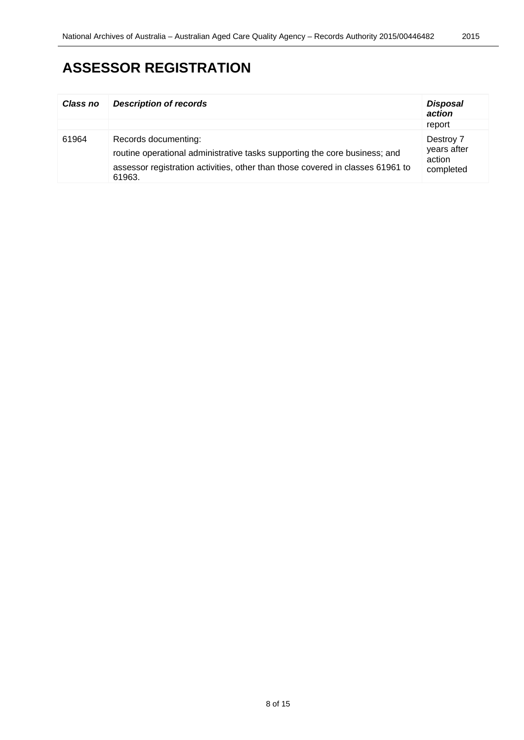# ASSESSOR REGISTRATION

| Class no | Description of records | Disposal action |
|---|---|---|
| | | report |
| 61964 | Records documenting:<br>routine operational administrative tasks supporting the core business; and<br>assessor registration activities, other than those covered in classes 61961 to 61963. | Destroy 7 years after action completed |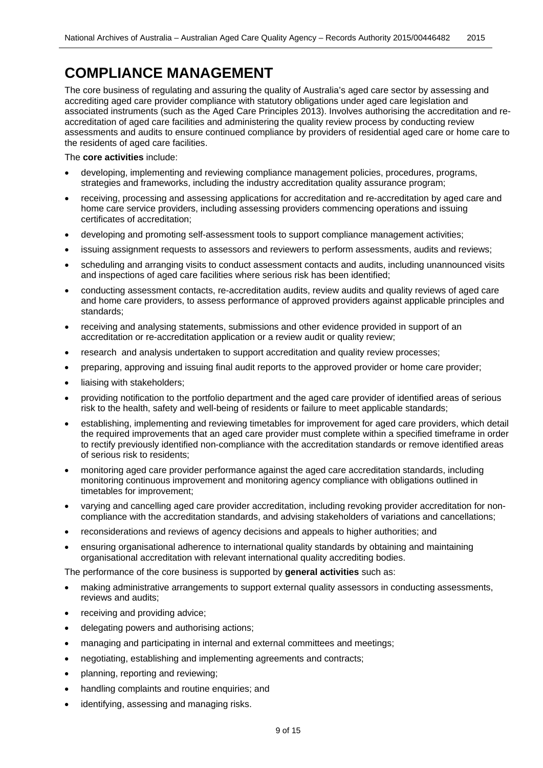# COMPLIANCE MANAGEMENT

The core business of regulating and assuring the quality of Australia's aged care sector by assessing and accrediting aged care provider compliance with statutory obligations under aged care legislation and associated instruments (such as the Aged Care Principles 2013). Involves authorising the accreditation and re-accreditation of aged care facilities and administering the quality review process by conducting review assessments and audits to ensure continued compliance by providers of residential aged care or home care to the residents of aged care facilities.

The **core activities** include:

- developing, implementing and reviewing compliance management policies, procedures, programs, strategies and frameworks, including the industry accreditation quality assurance program;
- receiving, processing and assessing applications for accreditation and re-accreditation by aged care and home care service providers, including assessing providers commencing operations and issuing certificates of accreditation;
- developing and promoting self-assessment tools to support compliance management activities;
- issuing assignment requests to assessors and reviewers to perform assessments, audits and reviews;
- scheduling and arranging visits to conduct assessment contacts and audits, including unannounced visits and inspections of aged care facilities where serious risk has been identified;
- conducting assessment contacts, re-accreditation audits, review audits and quality reviews of aged care and home care providers, to assess performance of approved providers against applicable principles and standards;
- receiving and analysing statements, submissions and other evidence provided in support of an accreditation or re-accreditation application or a review audit or quality review;
- research and analysis undertaken to support accreditation and quality review processes;
- preparing, approving and issuing final audit reports to the approved provider or home care provider;
- liaising with stakeholders;
- providing notification to the portfolio department and the aged care provider of identified areas of serious risk to the health, safety and well-being of residents or failure to meet applicable standards;
- establishing, implementing and reviewing timetables for improvement for aged care providers, which detail the required improvements that an aged care provider must complete within a specified timeframe in order to rectify previously identified non-compliance with the accreditation standards or remove identified areas of serious risk to residents;
- monitoring aged care provider performance against the aged care accreditation standards, including monitoring continuous improvement and monitoring agency compliance with obligations outlined in timetables for improvement;
- varying and cancelling aged care provider accreditation, including revoking provider accreditation for non-compliance with the accreditation standards, and advising stakeholders of variations and cancellations;
- reconsiderations and reviews of agency decisions and appeals to higher authorities; and
- ensuring organisational adherence to international quality standards by obtaining and maintaining organisational accreditation with relevant international quality accrediting bodies.

The performance of the core business is supported by **general activities** such as:

- making administrative arrangements to support external quality assessors in conducting assessments, reviews and audits;
- receiving and providing advice;
- delegating powers and authorising actions;
- managing and participating in internal and external committees and meetings;
- negotiating, establishing and implementing agreements and contracts;
- planning, reporting and reviewing;
- handling complaints and routine enquiries; and
- identifying, assessing and managing risks.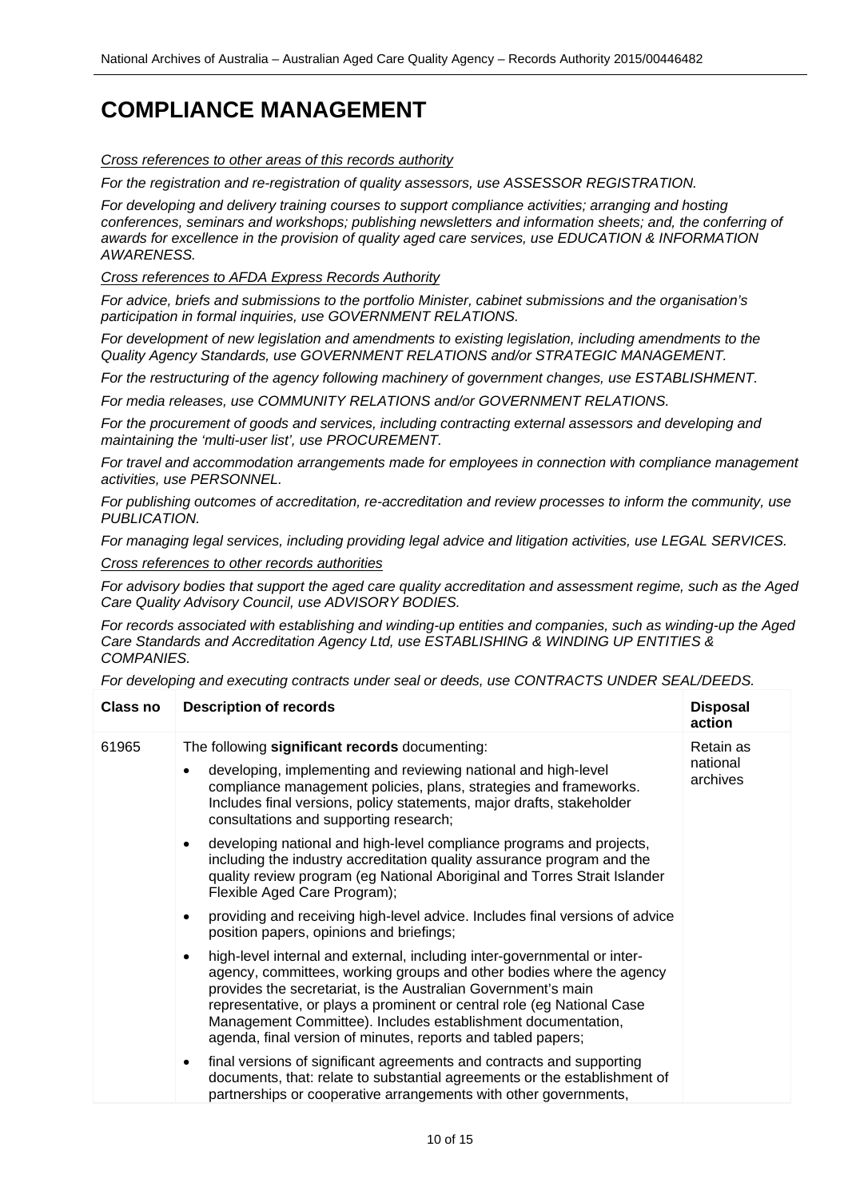# COMPLIANCE MANAGEMENT

*Cross references to other areas of this records authority*

*For the registration and re-registration of quality assessors, use ASSESSOR REGISTRATION.*

*For developing and delivery training courses to support compliance activities; arranging and hosting conferences, seminars and workshops; publishing newsletters and information sheets; and, the conferring of awards for excellence in the provision of quality aged care services, use EDUCATION & INFORMATION AWARENESS.*

*Cross references to AFDA Express Records Authority*

*For advice, briefs and submissions to the portfolio Minister, cabinet submissions and the organisation's participation in formal inquiries, use GOVERNMENT RELATIONS.*

*For development of new legislation and amendments to existing legislation, including amendments to the Quality Agency Standards, use GOVERNMENT RELATIONS and/or STRATEGIC MANAGEMENT.*

*For the restructuring of the agency following machinery of government changes, use ESTABLISHMENT.*

*For media releases, use COMMUNITY RELATIONS and/or GOVERNMENT RELATIONS.*

*For the procurement of goods and services, including contracting external assessors and developing and maintaining the 'multi-user list', use PROCUREMENT.*

*For travel and accommodation arrangements made for employees in connection with compliance management activities, use PERSONNEL.*

*For publishing outcomes of accreditation, re-accreditation and review processes to inform the community, use PUBLICATION.*

*For managing legal services, including providing legal advice and litigation activities, use LEGAL SERVICES.*

*Cross references to other records authorities*

*For advisory bodies that support the aged care quality accreditation and assessment regime, such as the Aged Care Quality Advisory Council, use ADVISORY BODIES.*

*For records associated with establishing and winding-up entities and companies, such as winding-up the Aged Care Standards and Accreditation Agency Ltd, use ESTABLISHING & WINDING UP ENTITIES & COMPANIES.*

*For developing and executing contracts under seal or deeds, use CONTRACTS UNDER SEAL/DEEDS.*

| Class no | Description of records | Disposal action |
|---|---|---|
| 61965 | The following **significant records** documenting:<br>• developing, implementing and reviewing national and high-level compliance management policies, plans, strategies and frameworks. Includes final versions, policy statements, major drafts, stakeholder consultations and supporting research;<br>• developing national and high-level compliance programs and projects, including the industry accreditation quality assurance program and the quality review program (eg National Aboriginal and Torres Strait Islander Flexible Aged Care Program);<br>• providing and receiving high-level advice. Includes final versions of advice position papers, opinions and briefings;<br>• high-level internal and external, including inter-governmental or inter-agency, committees, working groups and other bodies where the agency provides the secretariat, is the Australian Government's main representative, or plays a prominent or central role (eg National Case Management Committee). Includes establishment documentation, agenda, final version of minutes, reports and tabled papers;<br>• final versions of significant agreements and contracts and supporting documents, that: relate to substantial agreements or the establishment of partnerships or cooperative arrangements with other governments, | Retain as national archives |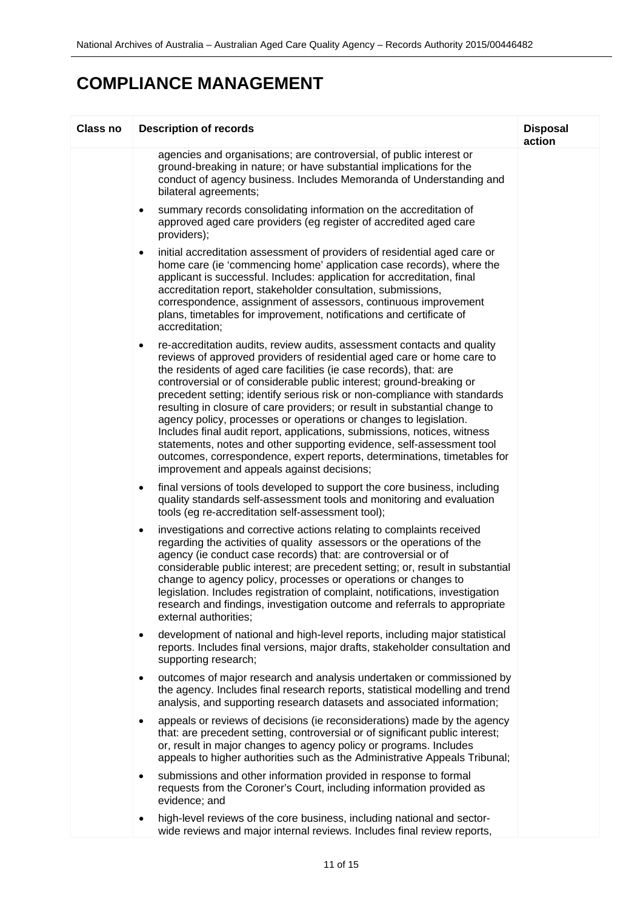# COMPLIANCE MANAGEMENT

| Class no | Description of records | Disposal action |
|---|---|---|
| | agencies and organisations; are controversial, of public interest or ground-breaking in nature; or have substantial implications for the conduct of agency business. Includes Memoranda of Understanding and bilateral agreements;<br><br>• summary records consolidating information on the accreditation of approved aged care providers (eg register of accredited aged care providers);<br><br>• initial accreditation assessment of providers of residential aged care or home care (ie 'commencing home' application case records), where the applicant is successful. Includes: application for accreditation, final accreditation report, stakeholder consultation, submissions, correspondence, assignment of assessors, continuous improvement plans, timetables for improvement, notifications and certificate of accreditation;<br><br>• re-accreditation audits, review audits, assessment contacts and quality reviews of approved providers of residential aged care or home care to the residents of aged care facilities (ie case records), that: are controversial or of considerable public interest; ground-breaking or precedent setting; identify serious risk or non-compliance with standards resulting in closure of care providers; or result in substantial change to agency policy, processes or operations or changes to legislation. Includes final audit report, applications, submissions, notices, witness statements, notes and other supporting evidence, self-assessment tool outcomes, correspondence, expert reports, determinations, timetables for improvement and appeals against decisions;<br><br>• final versions of tools developed to support the core business, including quality standards self-assessment tools and monitoring and evaluation tools (eg re-accreditation self-assessment tool);<br><br>• investigations and corrective actions relating to complaints received regarding the activities of quality assessors or the operations of the agency (ie conduct case records) that: are controversial or of considerable public interest; are precedent setting; or, result in substantial change to agency policy, processes or operations or changes to legislation. Includes registration of complaint, notifications, investigation research and findings, investigation outcome and referrals to appropriate external authorities;<br><br>• development of national and high-level reports, including major statistical reports. Includes final versions, major drafts, stakeholder consultation and supporting research;<br><br>• outcomes of major research and analysis undertaken or commissioned by the agency. Includes final research reports, statistical modelling and trend analysis, and supporting research datasets and associated information;<br><br>• appeals or reviews of decisions (ie reconsiderations) made by the agency that: are precedent setting, controversial or of significant public interest; or, result in major changes to agency policy or programs. Includes appeals to higher authorities such as the Administrative Appeals Tribunal;<br><br>• submissions and other information provided in response to formal requests from the Coroner's Court, including information provided as evidence; and<br><br>• high-level reviews of the core business, including national and sector-wide reviews and major internal reviews. Includes final review reports, | |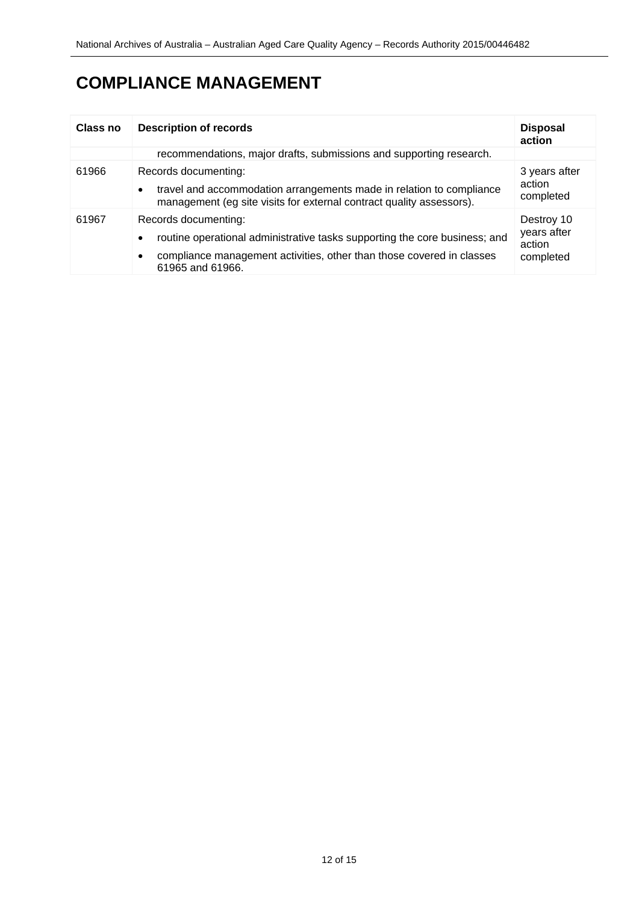# COMPLIANCE MANAGEMENT

| Class no | Description of records | Disposal action |
|---|---|---|
| | recommendations, major drafts, submissions and supporting research. | |
| 61966 | Records documenting:<br>• travel and accommodation arrangements made in relation to compliance management (eg site visits for external contract quality assessors). | 3 years after action completed |
| 61967 | Records documenting:<br>• routine operational administrative tasks supporting the core business; and<br>• compliance management activities, other than those covered in classes 61965 and 61966. | Destroy 10 years after action completed |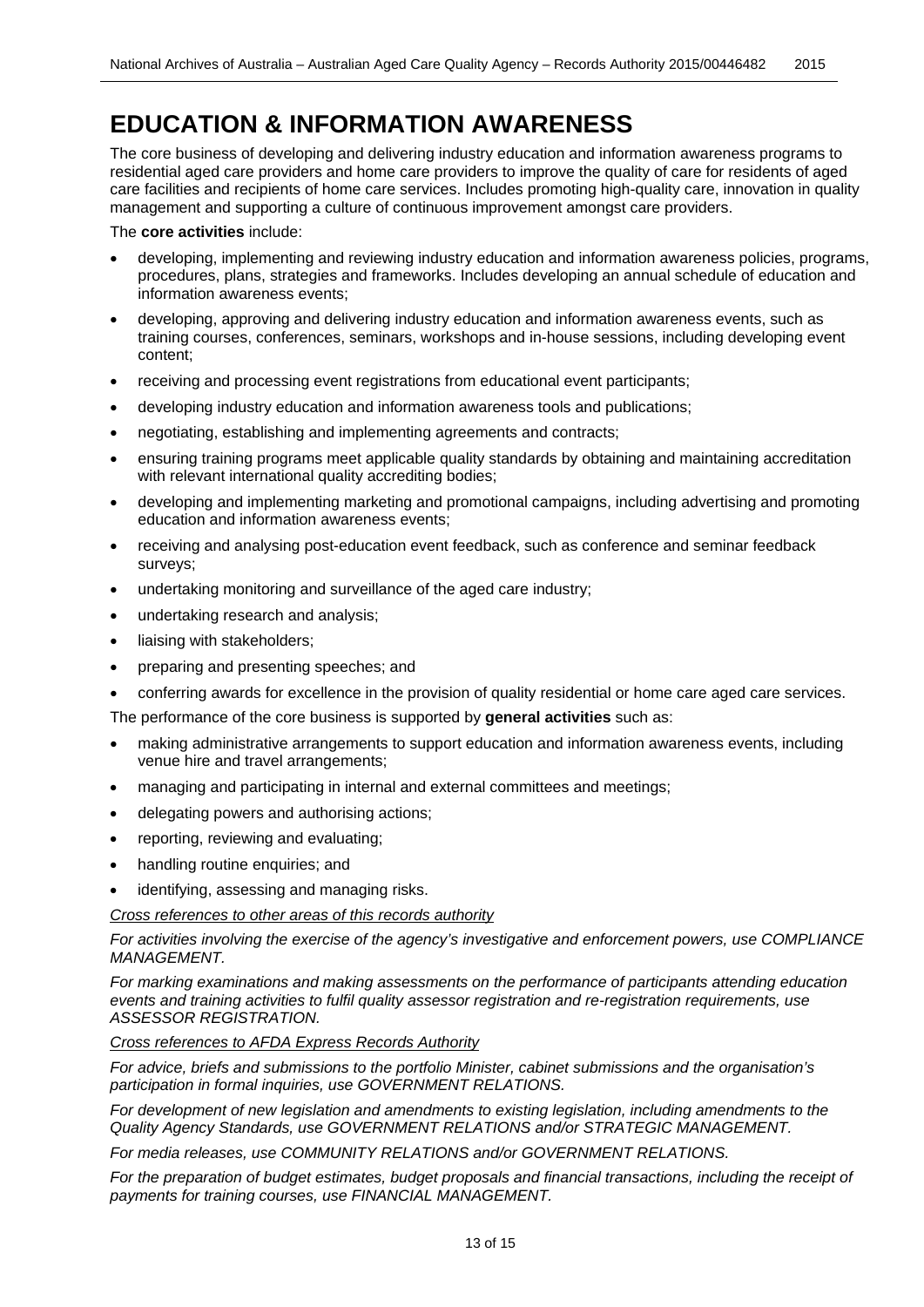# EDUCATION & INFORMATION AWARENESS

The core business of developing and delivering industry education and information awareness programs to residential aged care providers and home care providers to improve the quality of care for residents of aged care facilities and recipients of home care services. Includes promoting high-quality care, innovation in quality management and supporting a culture of continuous improvement amongst care providers.

The **core activities** include:

- developing, implementing and reviewing industry education and information awareness policies, programs, procedures, plans, strategies and frameworks. Includes developing an annual schedule of education and information awareness events;
- developing, approving and delivering industry education and information awareness events, such as training courses, conferences, seminars, workshops and in-house sessions, including developing event content;
- receiving and processing event registrations from educational event participants;
- developing industry education and information awareness tools and publications;
- negotiating, establishing and implementing agreements and contracts;
- ensuring training programs meet applicable quality standards by obtaining and maintaining accreditation with relevant international quality accrediting bodies;
- developing and implementing marketing and promotional campaigns, including advertising and promoting education and information awareness events;
- receiving and analysing post-education event feedback, such as conference and seminar feedback surveys;
- undertaking monitoring and surveillance of the aged care industry;
- undertaking research and analysis;
- liaising with stakeholders;
- preparing and presenting speeches; and
- conferring awards for excellence in the provision of quality residential or home care aged care services.

The performance of the core business is supported by **general activities** such as:

- making administrative arrangements to support education and information awareness events, including venue hire and travel arrangements;
- managing and participating in internal and external committees and meetings;
- delegating powers and authorising actions;
- reporting, reviewing and evaluating;
- handling routine enquiries; and
- identifying, assessing and managing risks.

*Cross references to other areas of this records authority*

*For activities involving the exercise of the agency's investigative and enforcement powers, use COMPLIANCE MANAGEMENT.*

*For marking examinations and making assessments on the performance of participants attending education events and training activities to fulfil quality assessor registration and re-registration requirements, use ASSESSOR REGISTRATION.*

*Cross references to AFDA Express Records Authority*

*For advice, briefs and submissions to the portfolio Minister, cabinet submissions and the organisation's participation in formal inquiries, use GOVERNMENT RELATIONS.*

*For development of new legislation and amendments to existing legislation, including amendments to the Quality Agency Standards, use GOVERNMENT RELATIONS and/or STRATEGIC MANAGEMENT.*

*For media releases, use COMMUNITY RELATIONS and/or GOVERNMENT RELATIONS.*

*For the preparation of budget estimates, budget proposals and financial transactions, including the receipt of payments for training courses, use FINANCIAL MANAGEMENT.*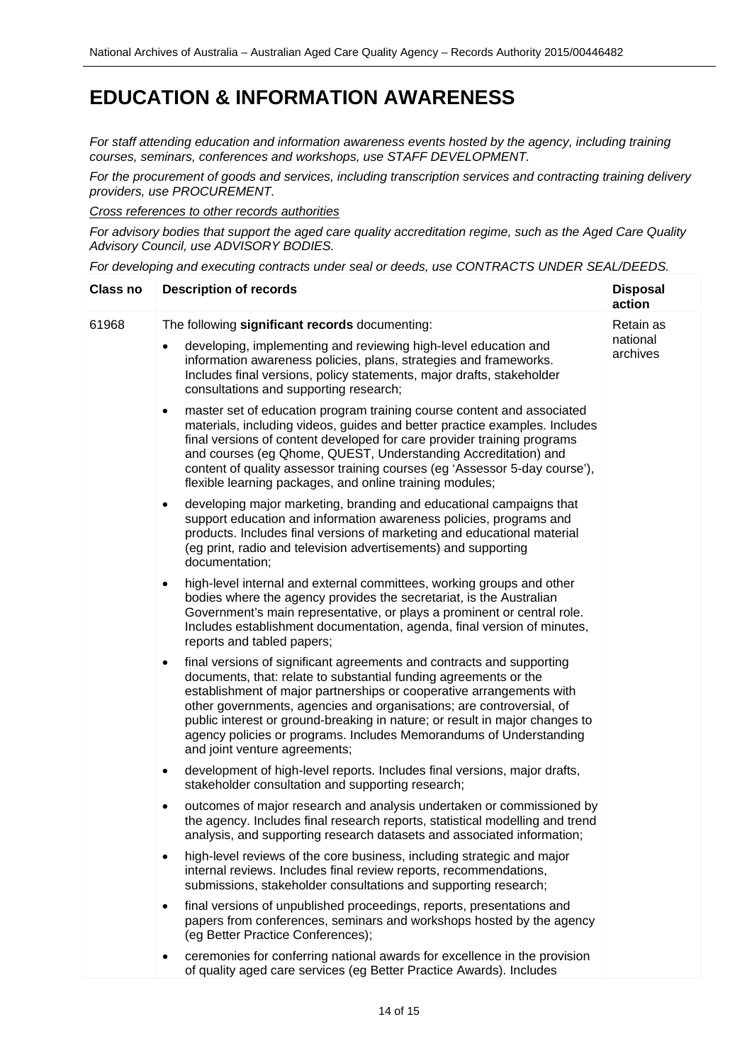# EDUCATION & INFORMATION AWARENESS

*For staff attending education and information awareness events hosted by the agency, including training courses, seminars, conferences and workshops, use STAFF DEVELOPMENT.*

*For the procurement of goods and services, including transcription services and contracting training delivery providers, use PROCUREMENT.*

*Cross references to other records authorities*

*For advisory bodies that support the aged care quality accreditation regime, such as the Aged Care Quality Advisory Council, use ADVISORY BODIES.*

*For developing and executing contracts under seal or deeds, use CONTRACTS UNDER SEAL/DEEDS.*

| Class no | Description of records | Disposal action |
|---|---|---|
| 61968 | The following **significant records** documenting:<br>• developing, implementing and reviewing high-level education and information awareness policies, plans, strategies and frameworks. Includes final versions, policy statements, major drafts, stakeholder consultations and supporting research;<br>• master set of education program training course content and associated materials, including videos, guides and better practice examples. Includes final versions of content developed for care provider training programs and courses (eg Qhome, QUEST, Understanding Accreditation) and content of quality assessor training courses (eg 'Assessor 5-day course'), flexible learning packages, and online training modules;<br>• developing major marketing, branding and educational campaigns that support education and information awareness policies, programs and products. Includes final versions of marketing and educational material (eg print, radio and television advertisements) and supporting documentation;<br>• high-level internal and external committees, working groups and other bodies where the agency provides the secretariat, is the Australian Government's main representative, or plays a prominent or central role. Includes establishment documentation, agenda, final version of minutes, reports and tabled papers;<br>• final versions of significant agreements and contracts and supporting documents, that: relate to substantial funding agreements or the establishment of major partnerships or cooperative arrangements with other governments, agencies and organisations; are controversial, of public interest or ground-breaking in nature; or result in major changes to agency policies or programs. Includes Memorandums of Understanding and joint venture agreements;<br>• development of high-level reports. Includes final versions, major drafts, stakeholder consultation and supporting research;<br>• outcomes of major research and analysis undertaken or commissioned by the agency. Includes final research reports, statistical modelling and trend analysis, and supporting research datasets and associated information;<br>• high-level reviews of the core business, including strategic and major internal reviews. Includes final review reports, recommendations, submissions, stakeholder consultations and supporting research;<br>• final versions of unpublished proceedings, reports, presentations and papers from conferences, seminars and workshops hosted by the agency (eg Better Practice Conferences);<br>• ceremonies for conferring national awards for excellence in the provision of quality aged care services (eg Better Practice Awards). Includes | Retain as national archives |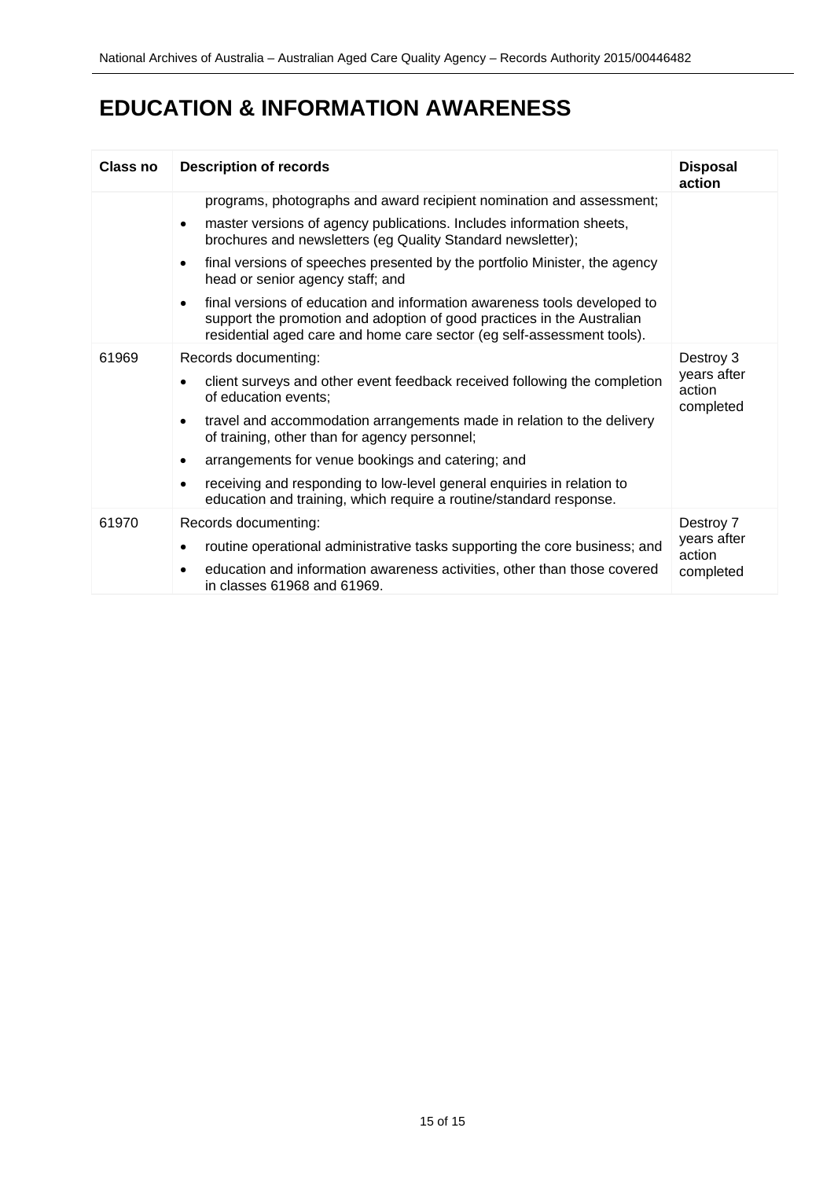# EDUCATION & INFORMATION AWARENESS

| Class no | Description of records | Disposal action |
| --- | --- | --- |
| | programs, photographs and award recipient nomination and assessment;<br>• master versions of agency publications. Includes information sheets, brochures and newsletters (eg Quality Standard newsletter);<br>• final versions of speeches presented by the portfolio Minister, the agency head or senior agency staff; and<br>• final versions of education and information awareness tools developed to support the promotion and adoption of good practices in the Australian residential aged care and home care sector (eg self-assessment tools). | |
| 61969 | Records documenting:<br>• client surveys and other event feedback received following the completion of education events;<br>• travel and accommodation arrangements made in relation to the delivery of training, other than for agency personnel;<br>• arrangements for venue bookings and catering; and<br>• receiving and responding to low-level general enquiries in relation to education and training, which require a routine/standard response. | Destroy 3 years after action completed |
| 61970 | Records documenting:<br>• routine operational administrative tasks supporting the core business; and<br>• education and information awareness activities, other than those covered in classes 61968 and 61969. | Destroy 7 years after action completed |